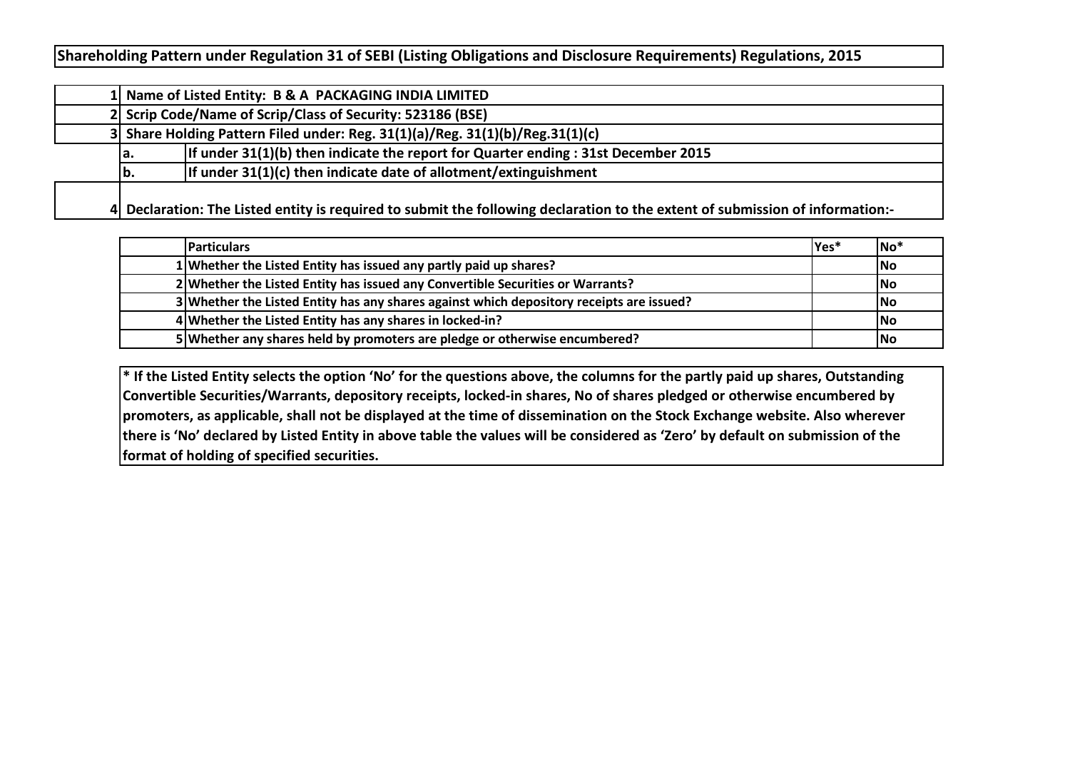# Shareholding Pattern under Regulation 31 of SEBI (Listing Obligations and Disclosure Requirements) Regulations, 2015

| | | |
|---|---|---|
| 1 | Name of Listed Entity: B & A PACKAGING INDIA LIMITED | |
| 2 | Scrip Code/Name of Scrip/Class of Security: 523186 (BSE) | |
| 3 | Share Holding Pattern Filed under: Reg. 31(1)(a)/Reg. 31(1)(b)/Reg.31(1)(c) | |
| | a. | If under 31(1)(b) then indicate the report for Quarter ending : 31st December 2015 |
| | b. | If under 31(1)(c) then indicate date of allotment/extinguishment |
| 4 | Declaration: The Listed entity is required to submit the following declaration to the extent of submission of information:- | |

| | Particulars | Yes* | No* |
|---|---|---|---|
| 1 | Whether the Listed Entity has issued any partly paid up shares? | | No |
| 2 | Whether the Listed Entity has issued any Convertible Securities or Warrants? | | No |
| 3 | Whether the Listed Entity has any shares against which depository receipts are issued? | | No |
| 4 | Whether the Listed Entity has any shares in locked-in? | | No |
| 5 | Whether any shares held by promoters are pledge or otherwise encumbered? | | No |

**\* If the Listed Entity selects the option 'No' for the questions above, the columns for the partly paid up shares, Outstanding Convertible Securities/Warrants, depository receipts, locked-in shares, No of shares pledged or otherwise encumbered by promoters, as applicable, shall not be displayed at the time of dissemination on the Stock Exchange website. Also wherever there is 'No' declared by Listed Entity in above table the values will be considered as 'Zero' by default on submission of the format of holding of specified securities.**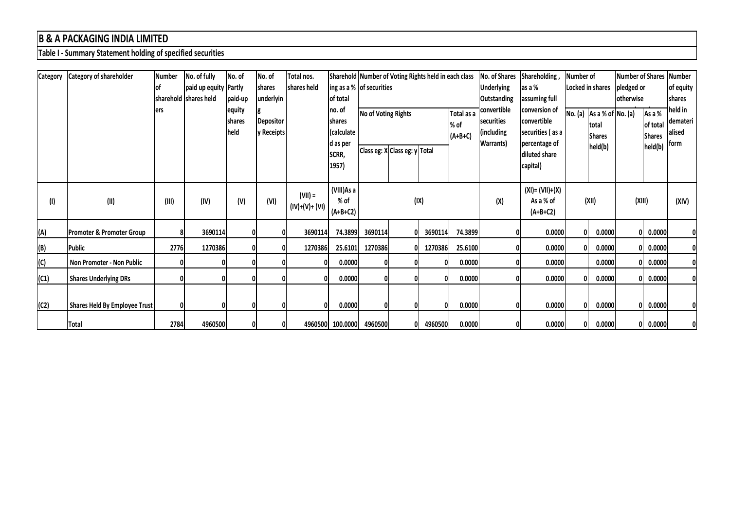# B & A PACKAGING INDIA LIMITED

## Table I - Summary Statement holding of specified securities

| Category | Category of shareholder | Number of shareholders | No. of fully paid up equity shares held | No. of Partly paid-up equity shares held | No. of shares underlying Depository Receipts | Total nos. shares held | Shareholding as a % of total no. of shares (calculated as per SCRR, 1957) | Number of Voting Rights held in each class of securities | | | | No. of Shares Underlying Outstanding convertible securities (including Warrants) | Shareholding , as a % assuming full conversion of convertible securities ( as a percentage of diluted share capital) | Number of Locked in shares | | Number of Shares pledged or otherwise | | Number of equity shares held in dematerialised form |
|---|---|---|---|---|---|---|---|---|---|---|---|---|---|---|---|---|---|---|
| | | | | | | | | No of Voting Rights | | | Total as a % of (A+B+C) | | | No. (a) | As a % of total Shares held(b) | No. (a) | As a % of total Shares held(b) | |
| | | | | | | | | Class eg: X | Class eg: y | Total | | | | | | | | |
| (I) | (II) | (III) | (IV) | (V) | (VI) | (VII) = (IV)+(V)+ (VI) | (VIII)As a % of (A+B+C2) | (IX) | | | | (X) | (XI)= (VII)+(X) As a % of (A+B+C2) | (XII) | | (XIII) | | (XIV) |
| (A) | Promoter & Promoter Group | 8 | 3690114 | 0 | 0 | 3690114 | 74.3899 | 3690114 | 0 | 3690114 | 74.3899 | 0 | 0.0000 | 0 | 0.0000 | 0 | 0.0000 | 0 |
| (B) | Public | 2776 | 1270386 | 0 | 0 | 1270386 | 25.6101 | 1270386 | 0 | 1270386 | 25.6100 | 0 | 0.0000 | 0 | 0.0000 | 0 | 0.0000 | 0 |
| (C) | Non Promoter - Non Public | 0 | 0 | 0 | 0 | 0 | 0.0000 | 0 | 0 | 0 | 0.0000 | 0 | 0.0000 | | 0.0000 | 0 | 0.0000 | 0 |
| (C1) | Shares Underlying DRs | 0 | 0 | 0 | 0 | 0 | 0.0000 | 0 | 0 | 0 | 0.0000 | 0 | 0.0000 | 0 | 0.0000 | 0 | 0.0000 | 0 |
| (C2) | Shares Held By Employee Trust | 0 | 0 | 0 | 0 | 0 | 0.0000 | 0 | 0 | 0 | 0.0000 | 0 | 0.0000 | 0 | 0.0000 | 0 | 0.0000 | 0 |
| | Total | 2784 | 4960500 | 0 | 0 | 4960500 | 100.0000 | 4960500 | 0 | 4960500 | 0.0000 | 0 | 0.0000 | 0 | 0.0000 | 0 | 0.0000 | 0 |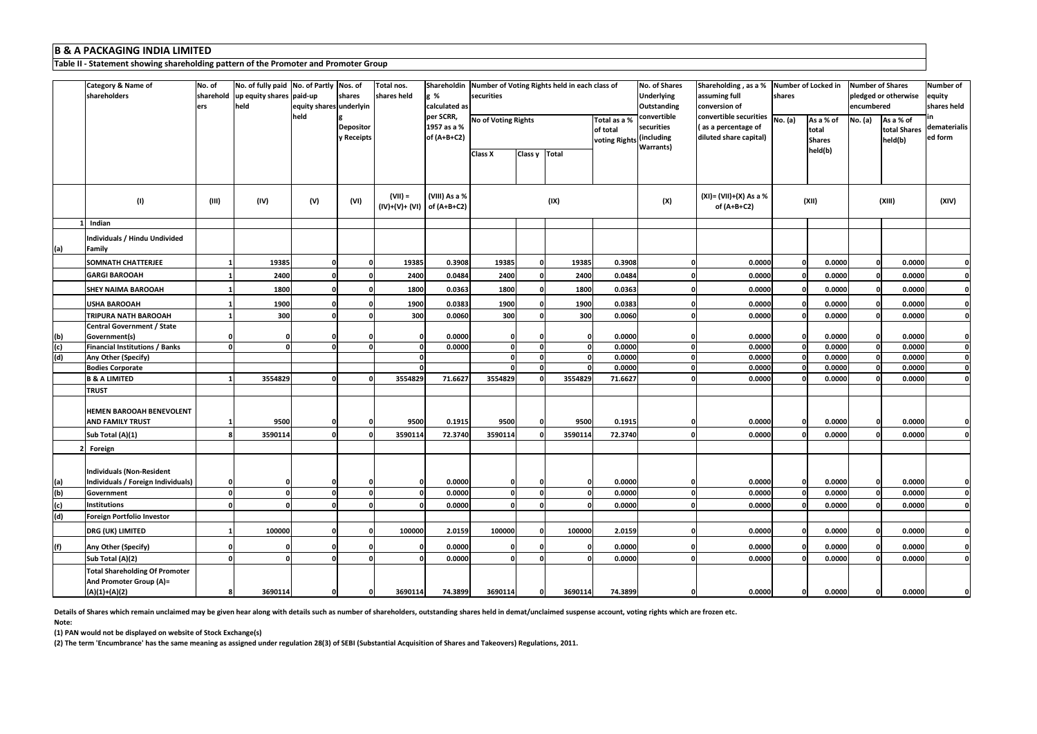# B & A PACKAGING INDIA LIMITED

**Table II - Statement showing shareholding pattern of the Promoter and Promoter Group**

| | Category & Name of shareholders | No. of shareholders | No. of fully paid up equity shares held | No. of Partly paid-up equity shares held | Nos. of shares underlying Depository Receipts | Total nos. shares held | Shareholding % calculated as per SCRR, 1957 as a % of (A+B+C2) | Number of Voting Rights held in each class of securities | | | | No. of Shares Underlying Outstanding convertible securities (including Warrants) | Shareholding , as a % assuming full conversion of convertible securities ( as a percentage of diluted share capital) | Number of Locked in shares | | Number of Shares pledged or otherwise encumbered | | Number of equity shares held in dematerialised form |
|---|---|---|---|---|---|---|---|---|---|---|---|---|---|---|---|---|---|---|
| | | | | | | | | No of Voting Rights | | | Total as a % of total voting Rights | | | No. (a) | As a % of total Shares held(b) | No. (a) | As a % of total Shares held(b) | |
| | | | | | | | | Class X | Class y | Total | | | | | | | | |
| | (I) | (III) | (IV) | (V) | (VI) | (VII) = (IV)+(V)+ (VI) | (VIII) As a % of (A+B+C2) | (IX) | | | | (X) | (XI)= (VII)+(X) As a % of (A+B+C2) | (XII) | | (XIII) | | (XIV) |
| 1 | Indian | | | | | | | | | | | | | | | | | |
| (a) | Individuals / Hindu Undivided Family | | | | | | | | | | | | | | | | | |
| | SOMNATH CHATTERJEE | 1 | 19385 | 0 | 0 | 19385 | 0.3908 | 19385 | 0 | 19385 | 0.3908 | 0 | 0.0000 | 0 | 0.0000 | 0 | 0.0000 | 0 |
| | GARGI BAROOAH | 1 | 2400 | 0 | 0 | 2400 | 0.0484 | 2400 | 0 | 2400 | 0.0484 | 0 | 0.0000 | 0 | 0.0000 | 0 | 0.0000 | 0 |
| | SHEY NAIMA BAROOAH | 1 | 1800 | 0 | 0 | 1800 | 0.0363 | 1800 | 0 | 1800 | 0.0363 | 0 | 0.0000 | 0 | 0.0000 | 0 | 0.0000 | 0 |
| | USHA BAROOAH | 1 | 1900 | 0 | 0 | 1900 | 0.0383 | 1900 | 0 | 1900 | 0.0383 | 0 | 0.0000 | 0 | 0.0000 | 0 | 0.0000 | 0 |
| | TRIPURA NATH BAROOAH | 1 | 300 | 0 | 0 | 300 | 0.0060 | 300 | 0 | 300 | 0.0060 | 0 | 0.0000 | 0 | 0.0000 | 0 | 0.0000 | 0 |
| (b) | Central Government / State Government(s) | 0 | 0 | 0 | 0 | 0 | 0.0000 | 0 | 0 | 0 | 0.0000 | 0 | 0.0000 | 0 | 0.0000 | 0 | 0.0000 | 0 |
| (c) | Financial Institutions / Banks | 0 | 0 | 0 | 0 | 0 | 0.0000 | 0 | 0 | 0 | 0.0000 | 0 | 0.0000 | 0 | 0.0000 | 0 | 0.0000 | 0 |
| (d) | Any Other (Specify) | | | | | 0 | | 0 | 0 | 0 | 0.0000 | 0 | 0.0000 | 0 | 0.0000 | 0 | 0.0000 | 0 |
| | Bodies Corporate | | | | | 0 | | 0 | 0 | 0 | 0.0000 | 0 | 0.0000 | 0 | 0.0000 | 0 | 0.0000 | 0 |
| | B & A LIMITED | 1 | 3554829 | 0 | 0 | 3554829 | 71.6627 | 3554829 | 0 | 3554829 | 71.6627 | 0 | 0.0000 | 0 | 0.0000 | 0 | 0.0000 | 0 |
| | TRUST | | | | | | | | | | | | | | | | | |
| | HEMEN BAROOAH BENEVOLENT AND FAMILY TRUST | 1 | 9500 | 0 | 0 | 9500 | 0.1915 | 9500 | 0 | 9500 | 0.1915 | 0 | 0.0000 | 0 | 0.0000 | 0 | 0.0000 | 0 |
| | Sub Total (A)(1) | 8 | 3590114 | 0 | 0 | 3590114 | 72.3740 | 3590114 | 0 | 3590114 | 72.3740 | 0 | 0.0000 | 0 | 0.0000 | 0 | 0.0000 | 0 |
| 2 | Foreign | | | | | | | | | | | | | | | | | |
| (a) | Individuals (Non-Resident Individuals / Foreign Individuals) | 0 | 0 | 0 | 0 | 0 | 0.0000 | 0 | 0 | 0 | 0.0000 | 0 | 0.0000 | 0 | 0.0000 | 0 | 0.0000 | 0 |
| (b) | Government | 0 | 0 | 0 | 0 | 0 | 0.0000 | 0 | 0 | 0 | 0.0000 | 0 | 0.0000 | 0 | 0.0000 | 0 | 0.0000 | 0 |
| (c) | Institutions | 0 | 0 | 0 | 0 | 0 | 0.0000 | 0 | 0 | 0 | 0.0000 | 0 | 0.0000 | 0 | 0.0000 | 0 | 0.0000 | 0 |
| (d) | Foreign Portfolio Investor | | | | | | | | | | | | | | | | | |
| | DRG (UK) LIMITED | 1 | 100000 | 0 | 0 | 100000 | 2.0159 | 100000 | 0 | 100000 | 2.0159 | 0 | 0.0000 | 0 | 0.0000 | 0 | 0.0000 | 0 |
| (f) | Any Other (Specify) | 0 | 0 | 0 | 0 | 0 | 0.0000 | 0 | 0 | 0 | 0.0000 | 0 | 0.0000 | 0 | 0.0000 | 0 | 0.0000 | 0 |
| | Sub Total (A)(2) | 0 | 0 | 0 | 0 | 0 | 0.0000 | 0 | 0 | 0 | 0.0000 | 0 | 0.0000 | 0 | 0.0000 | 0 | 0.0000 | 0 |
| | Total Shareholding Of Promoter And Promoter Group (A)= (A)(1)+(A)(2) | 8 | 3690114 | 0 | 0 | 3690114 | 74.3899 | 3690114 | 0 | 3690114 | 74.3899 | 0 | 0.0000 | 0 | 0.0000 | 0 | 0.0000 | 0 |

**Details of Shares which remain unclaimed may be given hear along with details such as number of shareholders, outstanding shares held in demat/unclaimed suspense account, voting rights which are frozen etc.**

**Note:**

**(1) PAN would not be displayed on website of Stock Exchange(s)**

**(2) The term 'Encumbrance' has the same meaning as assigned under regulation 28(3) of SEBI (Substantial Acquisition of Shares and Takeovers) Regulations, 2011.**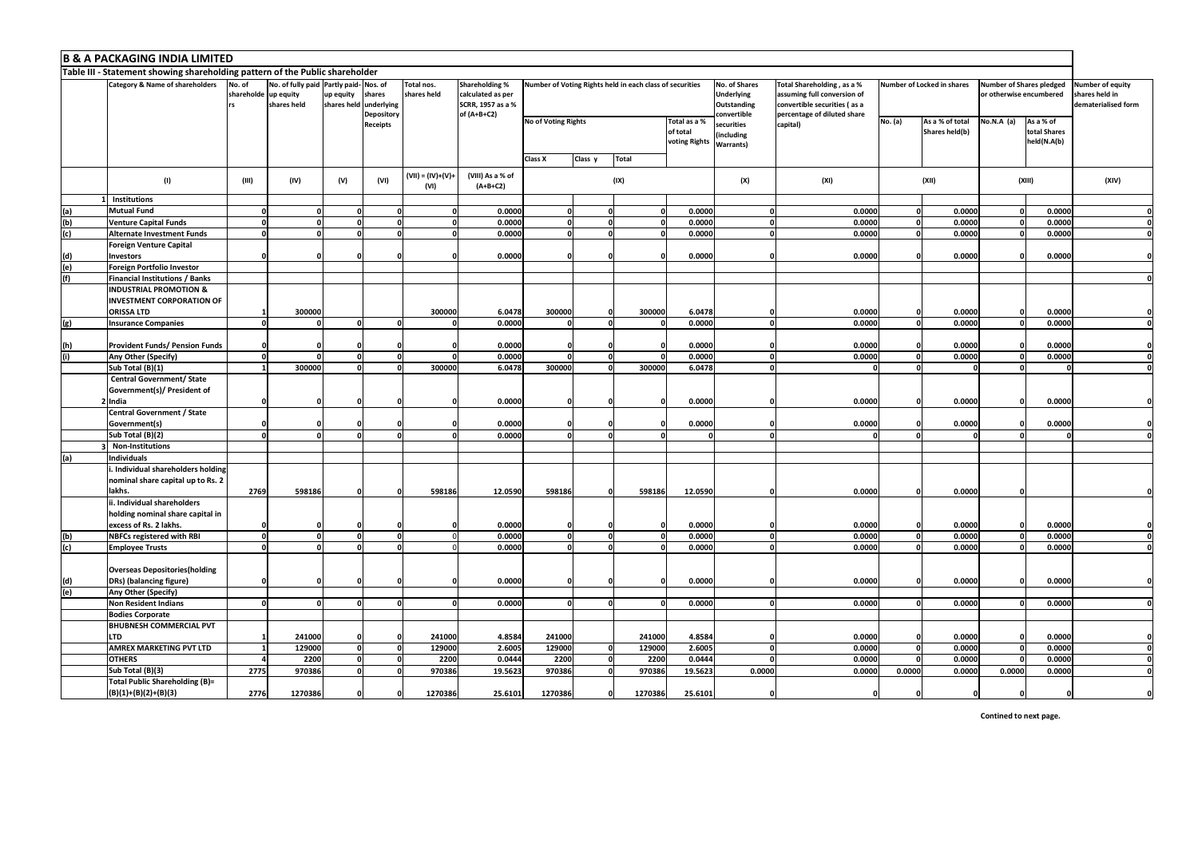# B & A PACKAGING INDIA LIMITED

## Table III - Statement showing shareholding pattern of the Public shareholder

| | Category & Name of shareholders | No. of shareholders | No. of fully paid up equity shares held | Partly paid-up equity shares held | Nos. of shares underlying Depository Receipts | Total nos. shares held | Shareholding % calculated as per SCRR, 1957 as a % of (A+B+C2) | Number of Voting Rights held in each class of securities | | | | No. of Shares Underlying Outstanding convertible securities (including Warrants) | Total Shareholding , as a % assuming full conversion of convertible securities ( as a percentage of diluted share capital) | Number of Locked in shares | | Number of Shares pledged or otherwise encumbered | | Number of equity shares held in dematerialised form |
|---|---|---|---|---|---|---|---|---|---|---|---|---|---|---|---|---|---|---|
| | | | | | | | | No of Voting Rights | | | Total as a % of total voting Rights | | | No. (a) | As a % of total Shares held(b) | No.N.A (a) | As a % of total Shares held(N.A(b) | |
| | | | | | | | | Class X | Class y | Total | | | | | | | | |
| | (I) | (III) | (IV) | (V) | (VI) | (VII) = (IV)+(V)+ (VI) | (VIII) As a % of (A+B+C2) | (IX) | | | | (X) | (XI) | (XII) | | (XIII) | | (XIV) |
| 1 | Institutions | | | | | | | | | | | | | | | | | |
| (a) | Mutual Fund | 0 | 0 | 0 | 0 | 0 | 0.0000 | 0 | 0 | 0 | 0.0000 | 0 | 0.0000 | 0 | 0.0000 | 0 | 0.0000 | 0 |
| (b) | Venture Capital Funds | 0 | 0 | 0 | 0 | 0 | 0.0000 | 0 | 0 | 0 | 0.0000 | 0 | 0.0000 | 0 | 0.0000 | 0 | 0.0000 | 0 |
| (c) | Alternate Investment Funds | 0 | 0 | 0 | 0 | 0 | 0.0000 | 0 | 0 | 0 | 0.0000 | 0 | 0.0000 | 0 | 0.0000 | 0 | 0.0000 | 0 |
| (d) | Foreign Venture Capital Investors | 0 | 0 | 0 | 0 | 0 | 0.0000 | 0 | 0 | 0 | 0.0000 | 0 | 0.0000 | 0 | 0.0000 | 0 | 0.0000 | 0 |
| (e) | Foreign Portfolio Investor | | | | | | | | | | | | | | | | | |
| (f) | Financial Institutions / Banks | | | | | | | | | | | | | | | | | 0 |
| | INDUSTRIAL PROMOTION & INVESTMENT CORPORATION OF ORISSA LTD | 1 | 300000 | | | 300000 | 6.0478 | 300000 | 0 | 300000 | 6.0478 | 0 | 0.0000 | 0 | 0.0000 | 0 | 0.0000 | 0 |
| (g) | Insurance Companies | 0 | 0 | 0 | 0 | 0 | 0.0000 | 0 | 0 | 0 | 0.0000 | 0 | 0.0000 | 0 | 0.0000 | 0 | 0.0000 | 0 |
| (h) | Provident Funds/ Pension Funds | 0 | 0 | 0 | 0 | 0 | 0.0000 | 0 | 0 | 0 | 0.0000 | 0 | 0.0000 | 0 | 0.0000 | 0 | 0.0000 | 0 |
| (i) | Any Other (Specify) | 0 | 0 | 0 | 0 | 0 | 0.0000 | 0 | 0 | 0 | 0.0000 | 0 | 0.0000 | 0 | 0.0000 | 0 | 0.0000 | 0 |
| | Sub Total (B)(1) | 1 | 300000 | 0 | 0 | 300000 | 6.0478 | 300000 | 0 | 300000 | 6.0478 | 0 | 0 | 0 | 0 | 0 | 0 | 0 |
| 2 | Central Government/ State Government(s)/ President of India | 0 | 0 | 0 | 0 | 0 | 0.0000 | 0 | 0 | 0 | 0.0000 | 0 | 0.0000 | 0 | 0.0000 | 0 | 0.0000 | 0 |
| | Central Government / State Government(s) | 0 | 0 | 0 | 0 | 0 | 0.0000 | 0 | 0 | 0 | 0.0000 | 0 | 0.0000 | 0 | 0.0000 | 0 | 0.0000 | 0 |
| | Sub Total (B)(2) | 0 | 0 | 0 | 0 | 0 | 0.0000 | 0 | 0 | 0 | 0 | 0 | 0 | 0 | 0 | 0 | 0 | 0 |
| 3 | Non-Institutions | | | | | | | | | | | | | | | | | |
| (a) | Individuals | | | | | | | | | | | | | | | | | |
| | i. Individual shareholders holding nominal share capital up to Rs. 2 lakhs. | 2769 | 598186 | 0 | 0 | 598186 | 12.0590 | 598186 | 0 | 598186 | 12.0590 | 0 | 0.0000 | 0 | 0.0000 | 0 | | 0 |
| | ii. Individual shareholders holding nominal share capital in excess of Rs. 2 lakhs. | 0 | 0 | 0 | 0 | 0 | 0.0000 | 0 | 0 | 0 | 0.0000 | 0 | 0.0000 | 0 | 0.0000 | 0 | 0.0000 | 0 |
| (b) | NBFCs registered with RBI | 0 | 0 | 0 | 0 | 0 | 0.0000 | 0 | 0 | 0 | 0.0000 | 0 | 0.0000 | 0 | 0.0000 | 0 | 0.0000 | 0 |
| (c) | Employee Trusts | 0 | 0 | 0 | 0 | 0 | 0.0000 | 0 | 0 | 0 | 0.0000 | 0 | 0.0000 | 0 | 0.0000 | 0 | 0.0000 | 0 |
| (d) | Overseas Depositories(holding DRs) (balancing figure) | 0 | 0 | 0 | 0 | 0 | 0.0000 | 0 | 0 | 0 | 0.0000 | 0 | 0.0000 | 0 | 0.0000 | 0 | 0.0000 | 0 |
| (e) | Any Other (Specify) | | | | | | | | | | | | | | | | | |
| | Non Resident Indians | 0 | 0 | 0 | 0 | 0 | 0.0000 | 0 | 0 | 0 | 0.0000 | 0 | 0.0000 | 0 | 0.0000 | 0 | 0.0000 | 0 |
| | Bodies Corporate | | | | | | | | | | | | | | | | | |
| | BHUBNESH COMMERCIAL PVT LTD | 1 | 241000 | 0 | 0 | 241000 | 4.8584 | 241000 | | 241000 | 4.8584 | 0 | 0.0000 | 0 | 0.0000 | 0 | 0.0000 | 0 |
| | AMREX MARKETING PVT LTD | 1 | 129000 | 0 | 0 | 129000 | 2.6005 | 129000 | 0 | 129000 | 2.6005 | 0 | 0.0000 | 0 | 0.0000 | 0 | 0.0000 | 0 |
| | OTHERS | 4 | 2200 | 0 | 0 | 2200 | 0.0444 | 2200 | 0 | 2200 | 0.0444 | 0 | 0.0000 | 0 | 0.0000 | 0 | 0.0000 | 0 |
| | Sub Total (B)(3) | 2775 | 970386 | 0 | 0 | 970386 | 19.5623 | 970386 | 0 | 970386 | 19.5623 | 0.0000 | 0.0000 | 0.0000 | 0.0000 | 0.0000 | 0.0000 | 0 |
| | Total Public Shareholding (B)= (B)(1)+(B)(2)+(B)(3) | 2776 | 1270386 | 0 | 0 | 1270386 | 25.6101 | 1270386 | 0 | 1270386 | 25.6101 | 0 | 0 | 0 | 0 | 0 | 0 | 0 |

**Contined to next page.**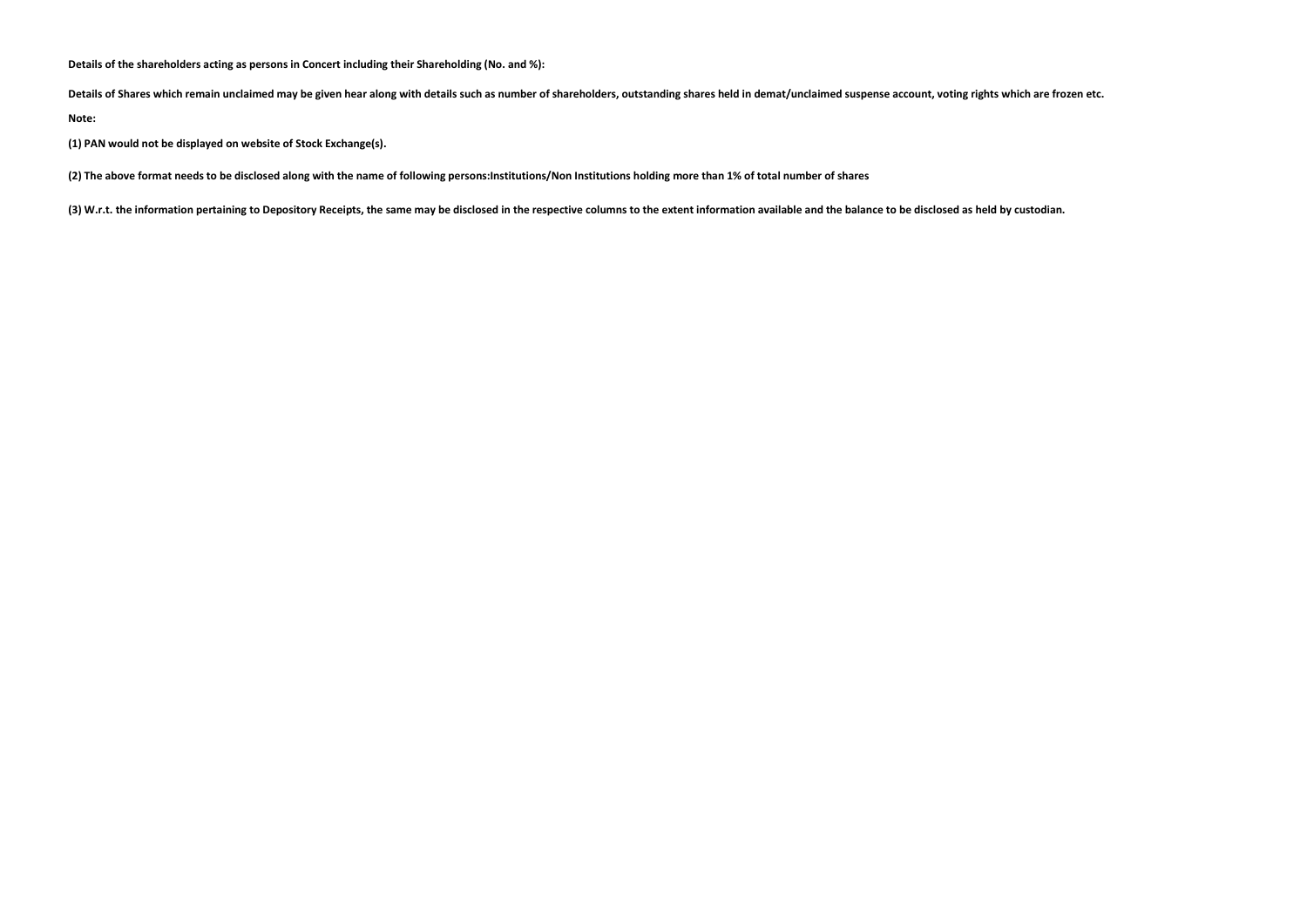**Details of the shareholders acting as persons in Concert including their Shareholding (No. and %):**

**Details of Shares which remain unclaimed may be given hear along with details such as number of shareholders, outstanding shares held in demat/unclaimed suspense account, voting rights which are frozen etc.**

**Note:**

**(1) PAN would not be displayed on website of Stock Exchange(s).**

**(2) The above format needs to be disclosed along with the name of following persons:Institutions/Non Institutions holding more than 1% of total number of shares**

**(3) W.r.t. the information pertaining to Depository Receipts, the same may be disclosed in the respective columns to the extent information available and the balance to be disclosed as held by custodian.**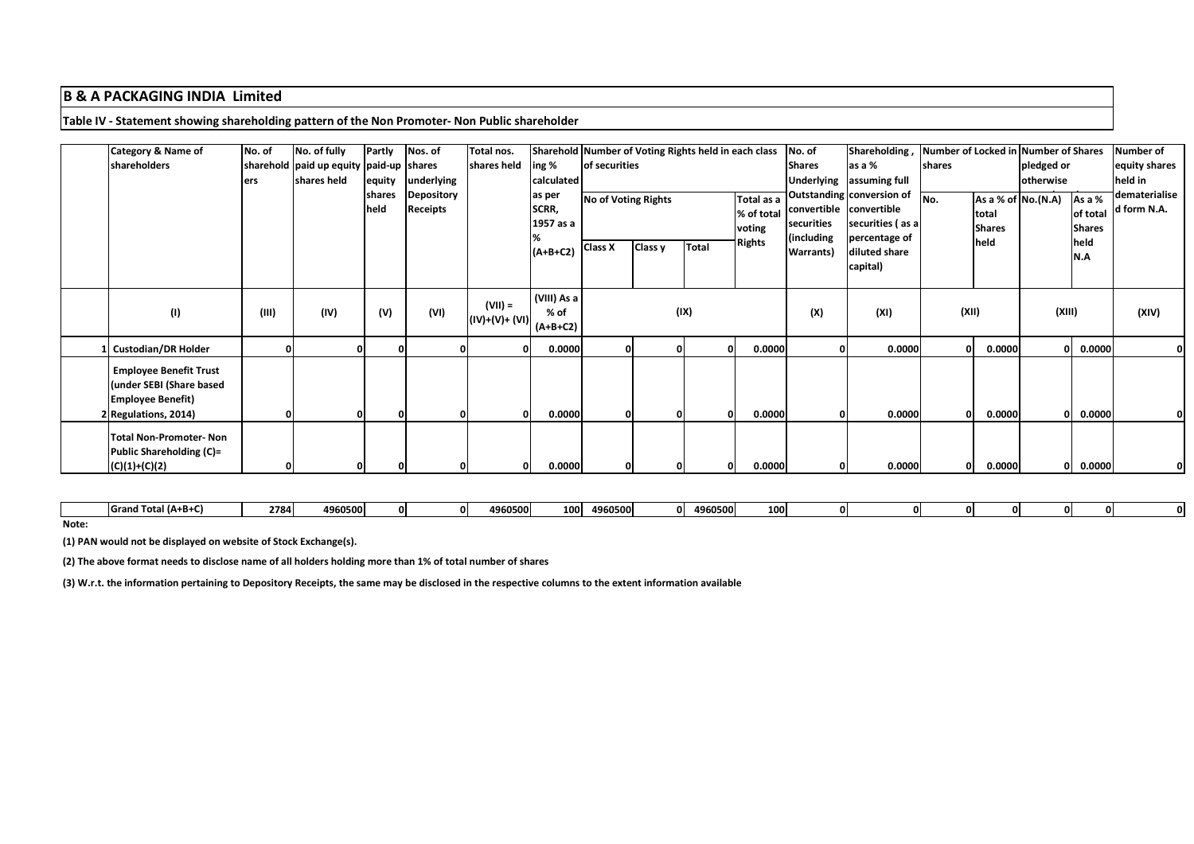**B & A PACKAGING INDIA Limited**

**Table IV - Statement showing shareholding pattern of the Non Promoter- Non Public shareholder**

| | Category & Name of shareholders | No. of shareholders | No. of fully paid up equity shares held | Partly paid-up equity shares held | Nos. of shares underlying Depository Receipts | Total nos. shares held | Shareholding % calculated as per SCRR, 1957 as a % (A+B+C2) | Number of Voting Rights held in each class of securities | | | | No. of Shares Underlying Outstanding convertible securities (including Warrants) | Shareholding , as a % assuming full conversion of convertible securities ( as a percentage of diluted share capital) | Number of Locked in shares | | Number of Shares pledged or otherwise | | Number of equity shares held in dematerialised form N.A. |
|---|---|---|---|---|---|---|---|---|---|---|---|---|---|---|---|---|---|---|
| | | | | | | | | No of Voting Rights | | | Total as a % of total voting Rights | | | No. | As a % of total Shares held | No.(N.A) | As a % of total Shares held N.A | |
| | | | | | | | | Class X | Class y | Total | | | | | | | | |
| | (I) | (III) | (IV) | (V) | (VI) | (VII) = (IV)+(V)+ (VI) | (VIII) As a % of (A+B+C2) | (IX) | | | | (X) | (XI) | (XII) | | (XIII) | | (XIV) |
| 1 | Custodian/DR Holder | 0 | 0 | 0 | 0 | 0 | 0.0000 | 0 | 0 | 0 | 0.0000 | 0 | 0.0000 | 0 | 0.0000 | 0 | 0.0000 | 0 |
| 2 | Employee Benefit Trust (under SEBI (Share based Employee Benefit) Regulations, 2014) | 0 | 0 | 0 | 0 | 0 | 0.0000 | 0 | 0 | 0 | 0.0000 | 0 | 0.0000 | 0 | 0.0000 | 0 | 0.0000 | 0 |
| | Total Non-Promoter- Non Public Shareholding (C)= (C)(1)+(C)(2) | 0 | 0 | 0 | 0 | 0 | 0.0000 | 0 | 0 | 0 | 0.0000 | 0 | 0.0000 | 0 | 0.0000 | 0 | 0.0000 | 0 |
| | Grand Total (A+B+C) | 2784 | 4960500 | 0 | 0 | 4960500 | 100 | 4960500 | 0 | 4960500 | 100 | 0 | 0 | 0 | 0 | 0 | 0 | 0 |

**Note:**

**(1) PAN would not be displayed on website of Stock Exchange(s).**

**(2) The above format needs to disclose name of all holders holding more than 1% of total number of shares**

**(3) W.r.t. the information pertaining to Depository Receipts, the same may be disclosed in the respective columns to the extent information available**